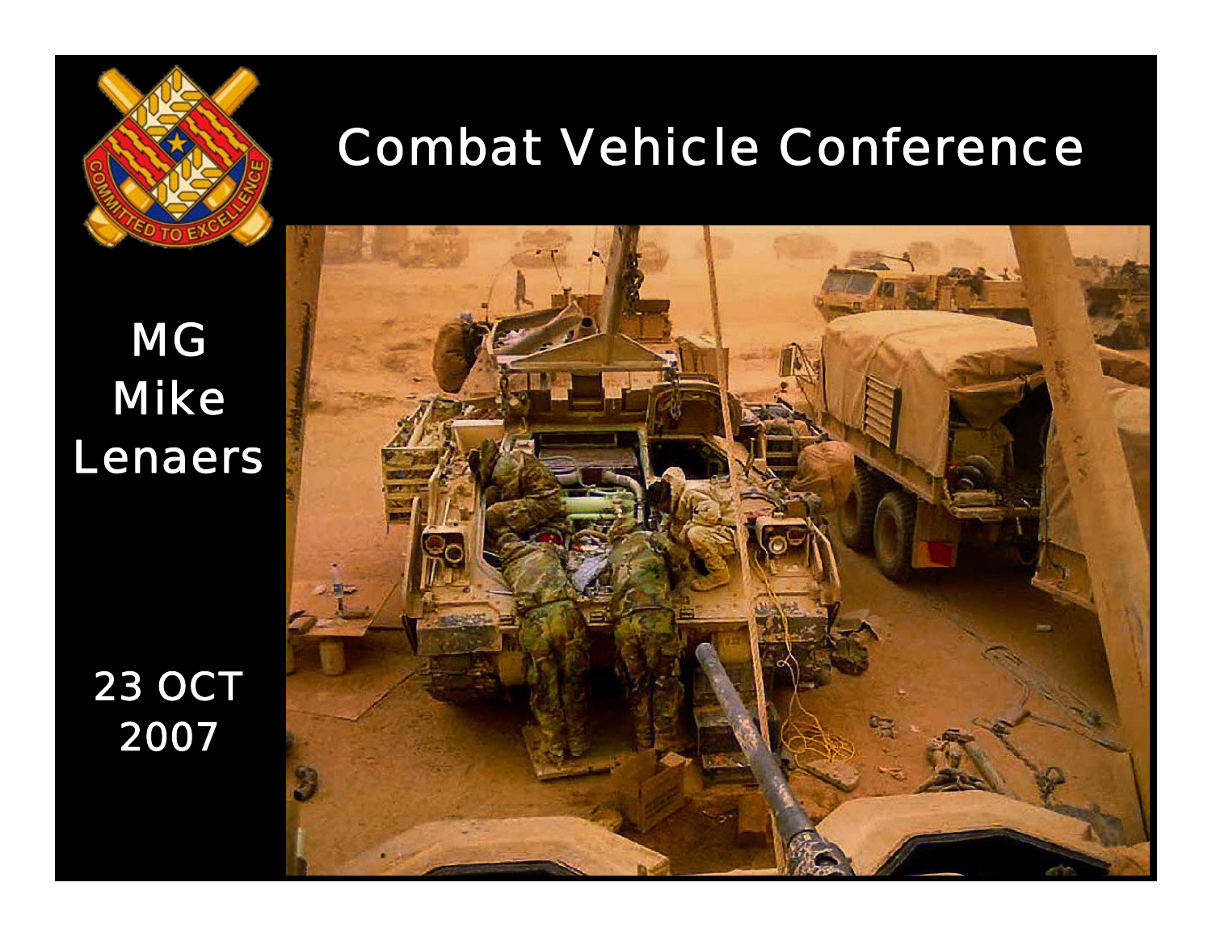# Combat Vehicle Conference

MG
Mike
Lenaers

23 OCT
2007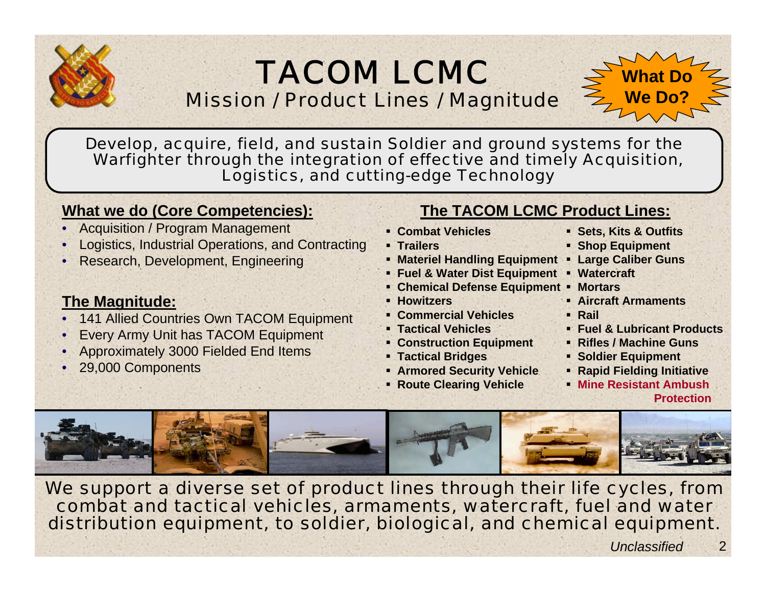# TACOM LCMC

## Mission / Product Lines / Magnitude

**What Do We Do?**

Develop, acquire, field, and sustain Soldier and ground systems for the Warfighter through the integration of effective and timely Acquisition, Logistics, and cutting-edge Technology

### What we do (Core Competencies):

- Acquisition / Program Management
- Logistics, Industrial Operations, and Contracting
- Research, Development, Engineering

### The Magnitude:

- 141 Allied Countries Own TACOM Equipment
- Every Army Unit has TACOM Equipment
- Approximately 3000 Fielded End Items
- 29,000 Components

### The TACOM LCMC Product Lines:

- **Combat Vehicles**
- **Trailers**
- **Materiel Handling Equipment**
- **Fuel & Water Dist Equipment**
- **Chemical Defense Equipment**
- **Howitzers**
- **Commercial Vehicles**
- **Tactical Vehicles**
- **Construction Equipment**
- **Tactical Bridges**
- **Armored Security Vehicle**
- **Route Clearing Vehicle**
- **Sets, Kits & Outfits**
- **Shop Equipment**
- **Large Caliber Guns**
- **Watercraft**
- **Mortars**
- **Aircraft Armaments**
- **Rail**
- **Fuel & Lubricant Products**
- **Rifles / Machine Guns**
- **Soldier Equipment**
- **Rapid Fielding Initiative**
- **Mine Resistant Ambush Protection**

We support a diverse set of product lines through their life cycles, from combat and tactical vehicles, armaments, watercraft, fuel and water distribution equipment, to soldier, biological, and chemical equipment.

*Unclassified*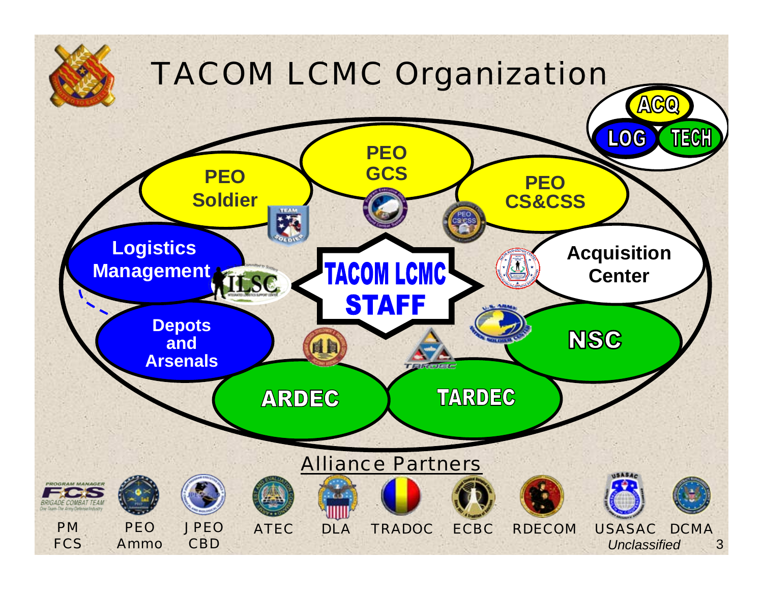# TACOM LCMC Organization

ACQ

LOG

TECH

- PEO GCS
- PEO Soldier
- PEO CS&CSS
- Logistics Management
- ILSC
- Acquisition Center
- Depots and Arsenals
- NSC
- ARDEC
- TARDEC

**TACOM LCMC STAFF**

## Alliance Partners

PM FCS, PEO Ammo, JPEO CBD, ATEC, DLA, TRADOC, ECBC, RDECOM, USASAC, DCMA

*Unclassified*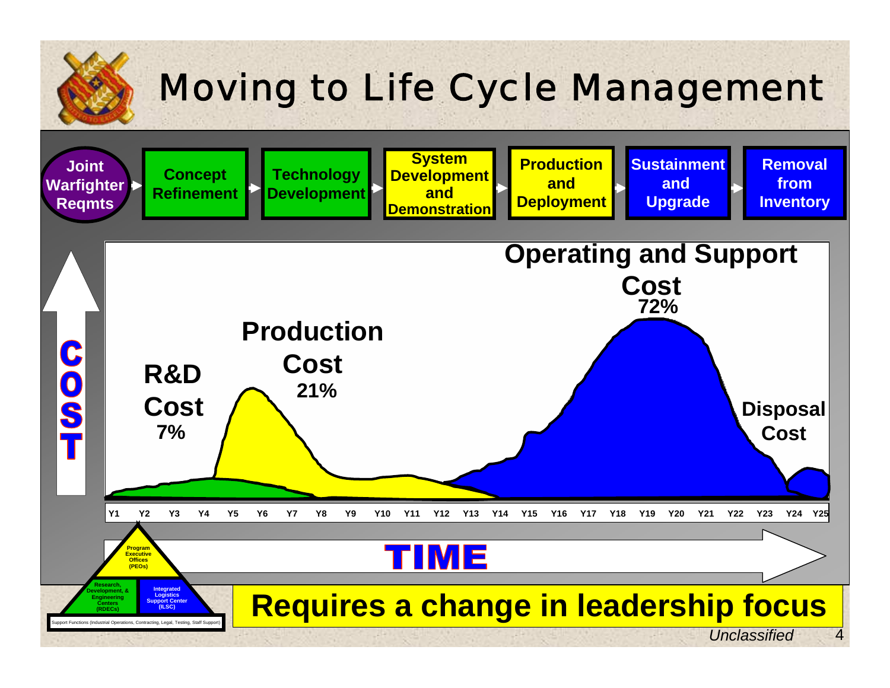# Moving to Life Cycle Management

Joint Warfighter Reqmts → Concept Refinement → Technology Development → System Development and Demonstration → Production and Deployment → Sustainment and Upgrade → Removal from Inventory

**COST**

**R&D Cost** 7%

**Production Cost** 21%

**Operating and Support Cost** 72%

**Disposal Cost**

Y1 Y2 Y3 Y4 Y5 Y6 Y7 Y8 Y9 Y10 Y11 Y12 Y13 Y14 Y15 Y16 Y17 Y18 Y19 Y20 Y21 Y22 Y23 Y24 Y25

**TIME**

Program Executive Offices (PEOs)

Research, Development, & Engineering Centers (RDECs)

Integrated Logistics Support Center (ILSC)

Support Functions (Industrial Operations, Contracting, Legal, Testing, Staff Support)

**Requires a change in leadership focus**

*Unclassified*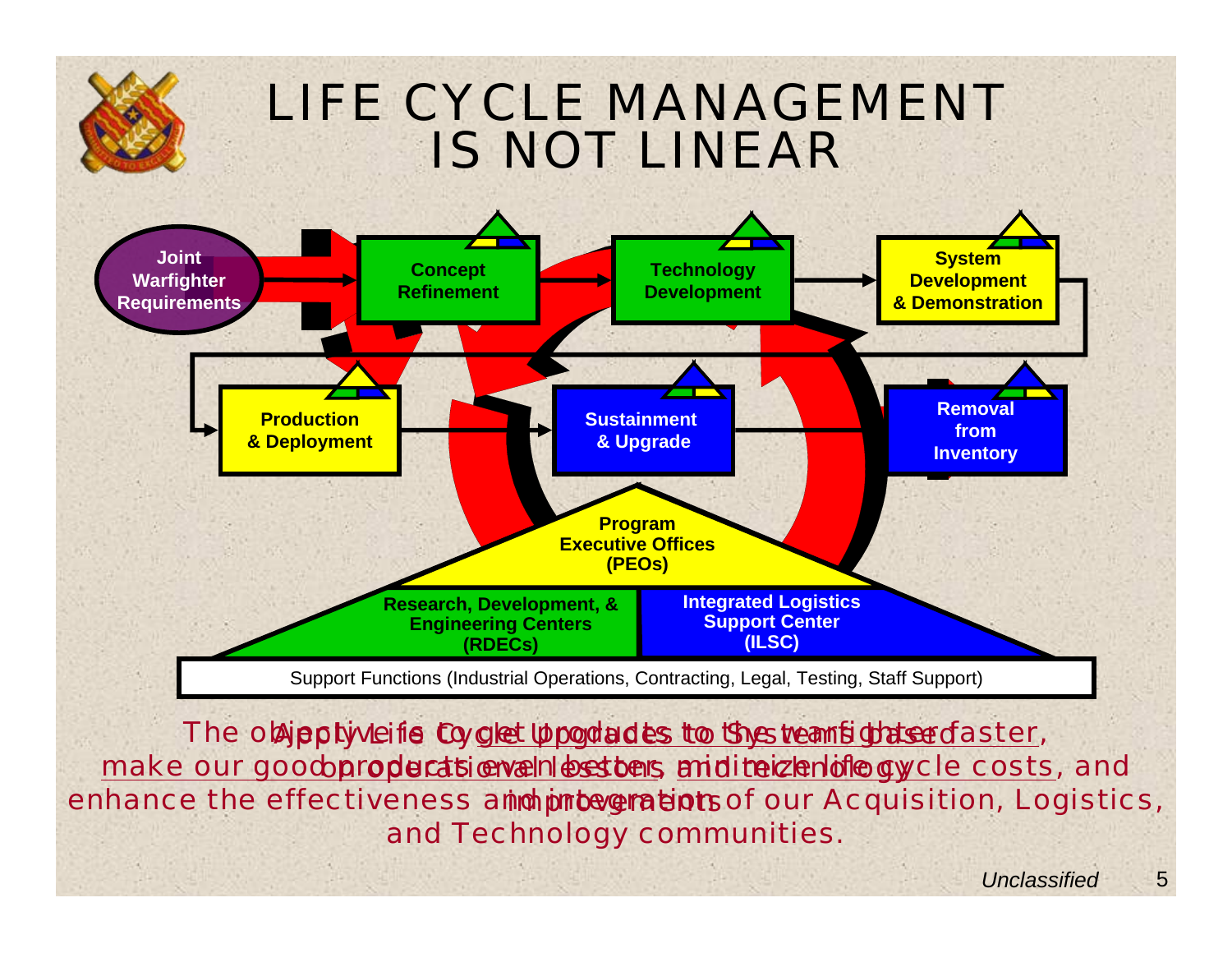# LIFE CYCLE MANAGEMENT IS NOT LINEAR

Joint Warfighter Requirements

Concept Refinement

Technology Development

System Development & Demonstration

Production & Deployment

Sustainment & Upgrade

Removal from Inventory

Program Executive Offices (PEOs)

Research, Development, & Engineering Centers (RDECs)

Integrated Logistics Support Center (ILSC)

Support Functions (Industrial Operations, Contracting, Legal, Testing, Staff Support)

The objective is to get products to the warfighter faster, make our good products even better, minimize life cycle costs, and enhance the effectiveness and integration of our Acquisition, Logistics, and Technology communities.

Apply Life Cycle Upgrades to Systems based on operational lessons and technology improvements

*Unclassified*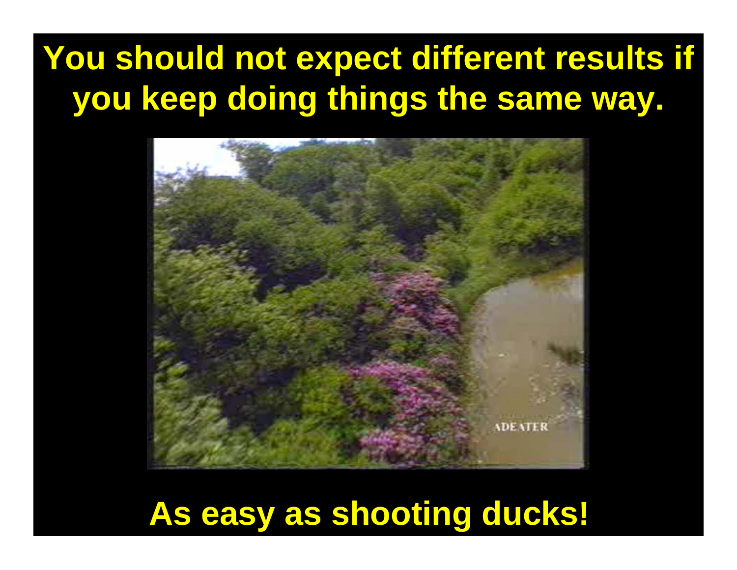You should not expect different results if you keep doing things the same way.

As easy as shooting ducks!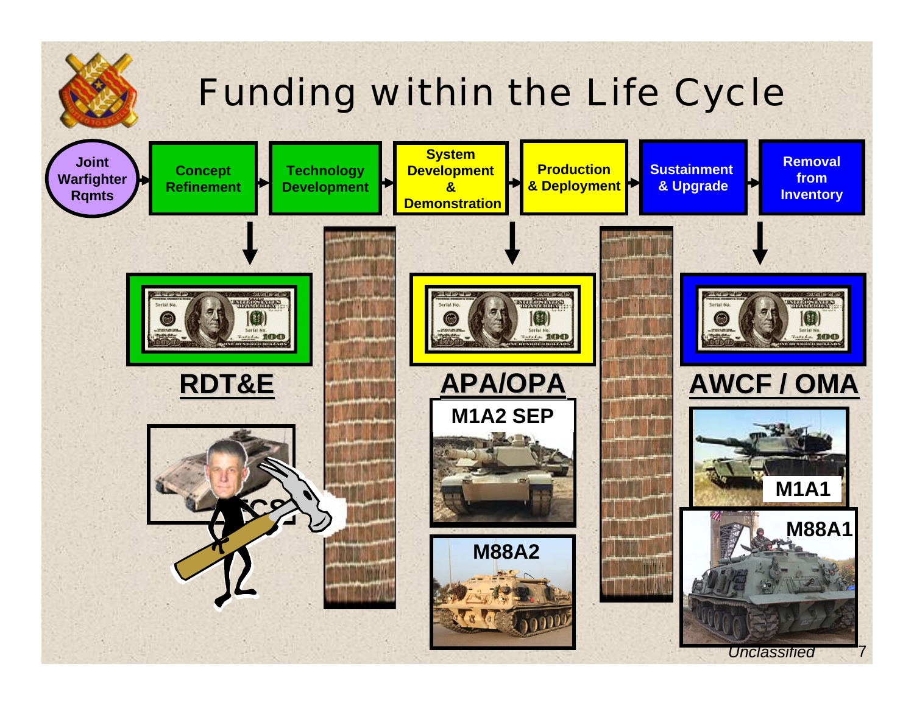# Funding within the Life Cycle

Joint Warfighter Rqmts → Concept Refinement → Technology Development → System Development & Demonstration → Production & Deployment → Sustainment & Upgrade → Removal from Inventory

**RDT&E**

FCS

**APA/OPA**

M1A2 SEP

M88A2

**AWCF / OMA**

M1A1

M88A1

*Unclassified*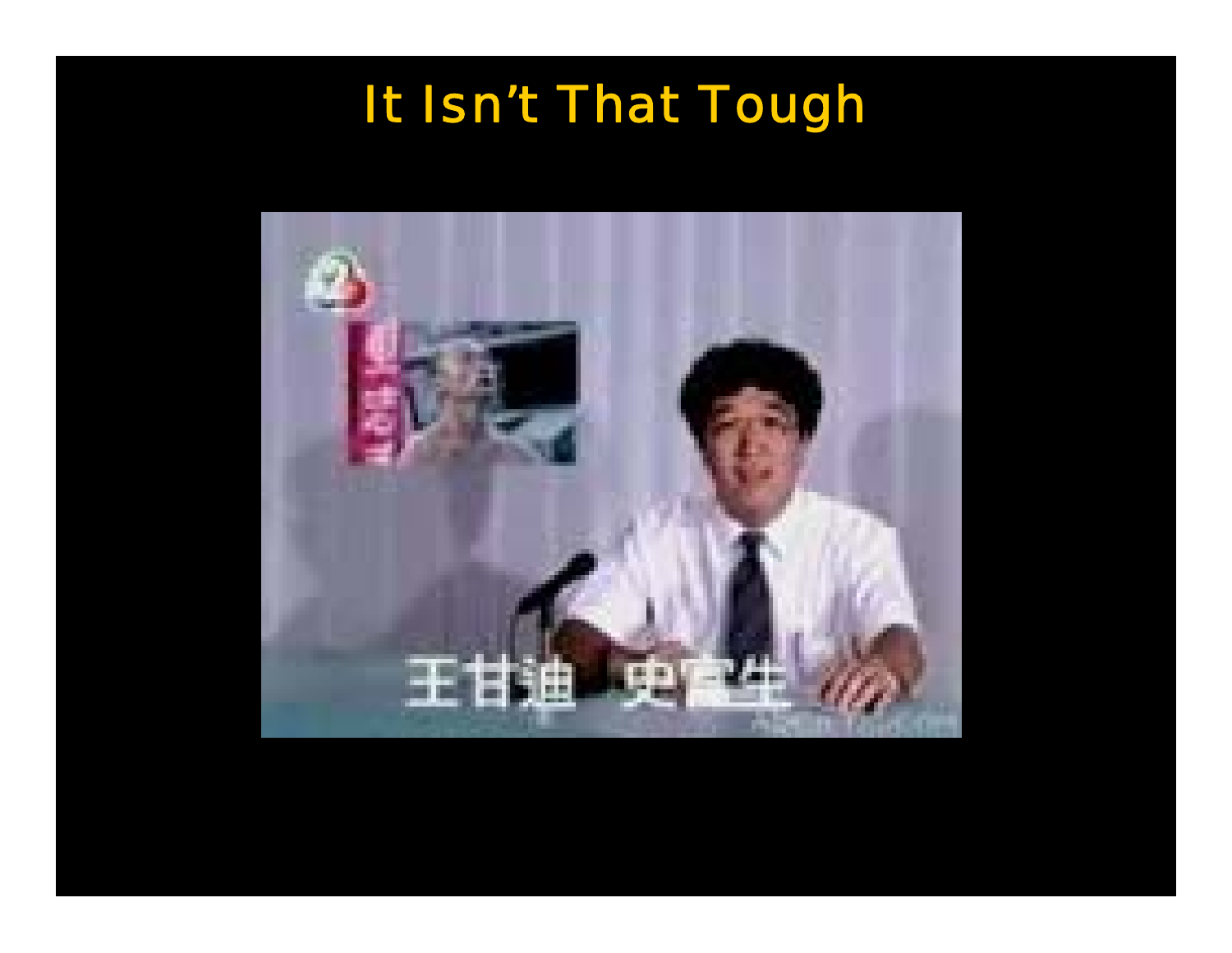# It Isn't That Tough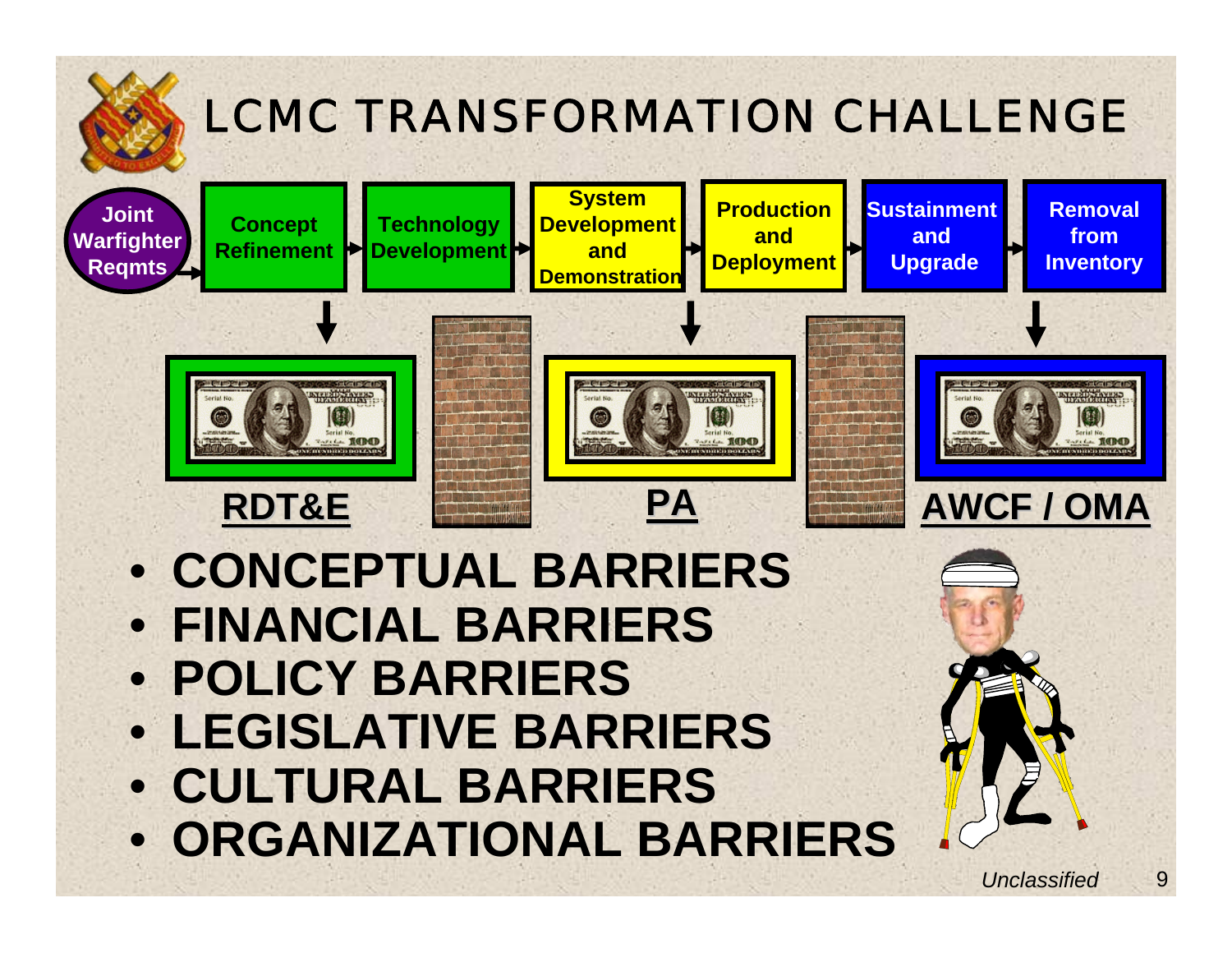# LCMC TRANSFORMATION CHALLENGE

Joint Warfighter Reqmts → Concept Refinement → Technology Development → System Development and Demonstration → Production and Deployment → Sustainment and Upgrade → Removal from Inventory

**RDT&E** | **PA** | **AWCF / OMA**

- **CONCEPTUAL BARRIERS**
- **FINANCIAL BARRIERS**
- **POLICY BARRIERS**
- **LEGISLATIVE BARRIERS**
- **CULTURAL BARRIERS**
- **ORGANIZATIONAL BARRIERS**

*Unclassified*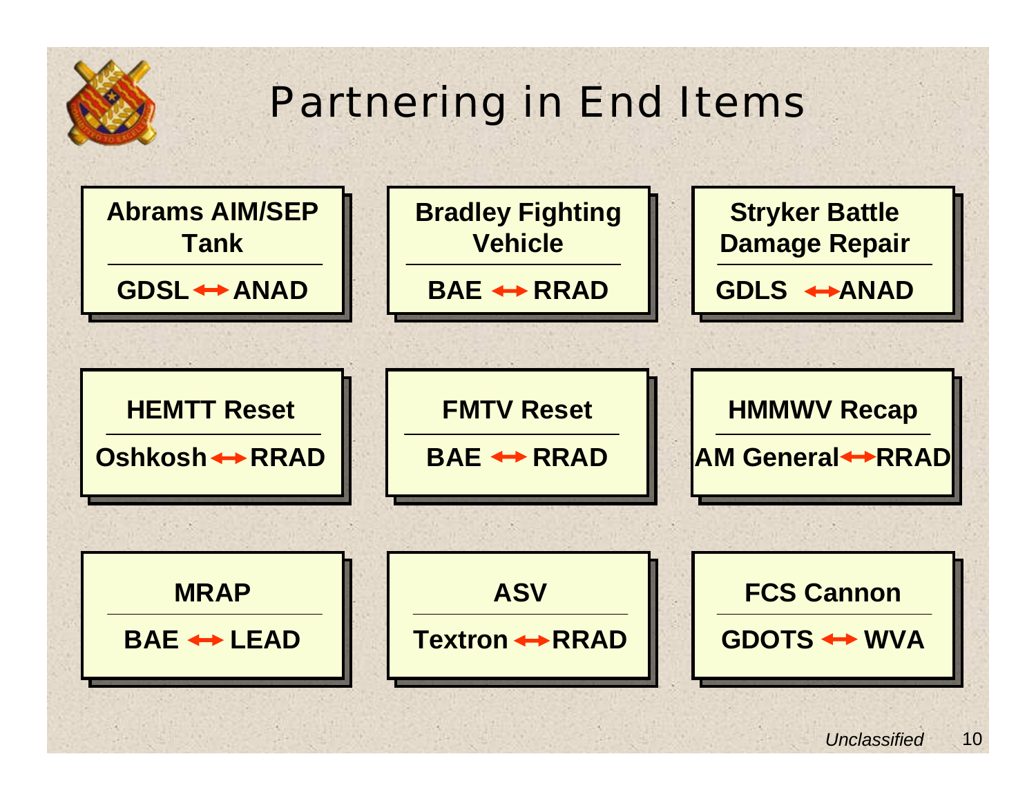# Partnering in End Items

| End Item | Partnership |
| --- | --- |
| **Abrams AIM/SEP Tank** | **GDSL ↔ ANAD** |
| **Bradley Fighting Vehicle** | **BAE ↔ RRAD** |
| **Stryker Battle Damage Repair** | **GDLS ↔ ANAD** |
| **HEMTT Reset** | **Oshkosh ↔ RRAD** |
| **FMTV Reset** | **BAE ↔ RRAD** |
| **HMMWV Recap** | **AM General ↔ RRAD** |
| **MRAP** | **BAE ↔ LEAD** |
| **ASV** | **Textron ↔ RRAD** |
| **FCS Cannon** | **GDOTS ↔ WVA** |

*Unclassified*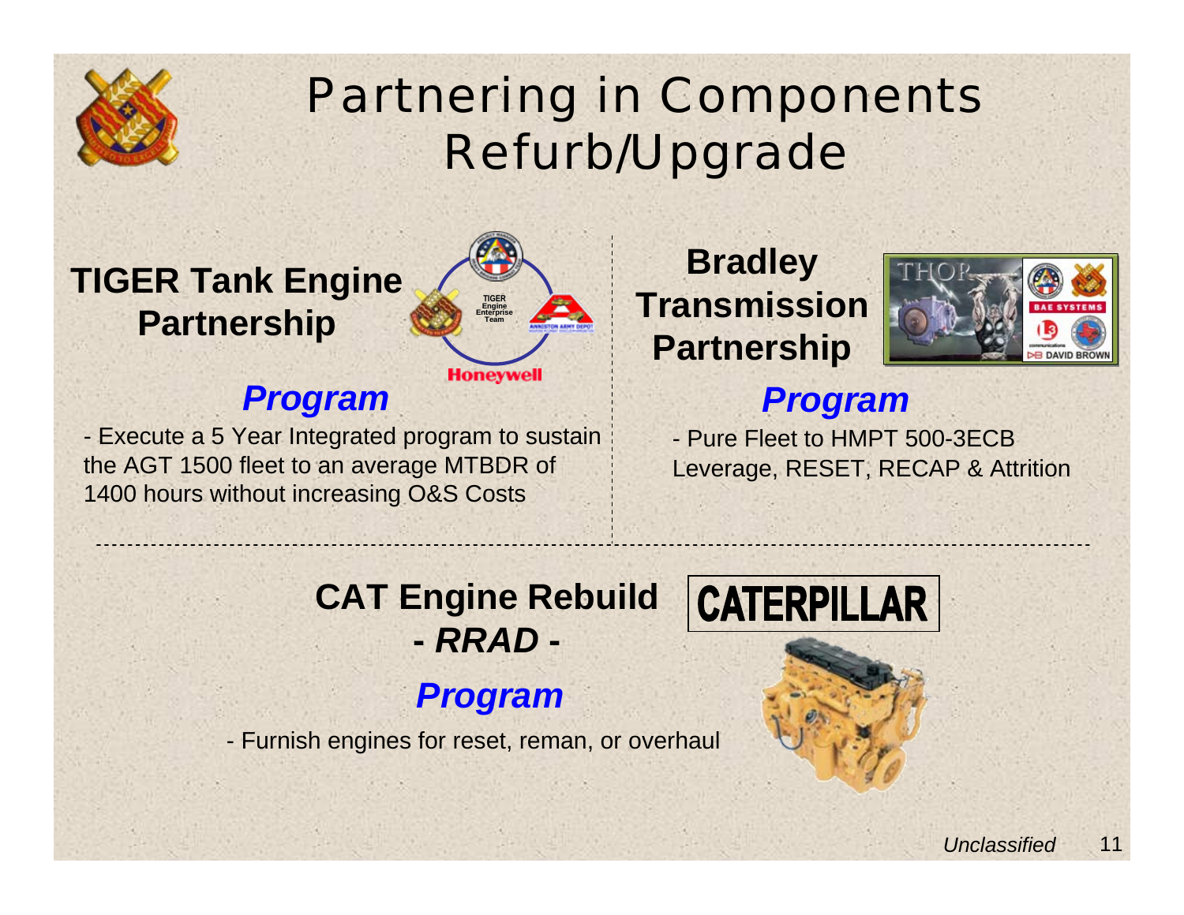# Partnering in Components Refurb/Upgrade

## TIGER Tank Engine Partnership

***Program***

- Execute a 5 Year Integrated program to sustain the AGT 1500 fleet to an average MTBDR of 1400 hours without increasing O&S Costs

## Bradley Transmission Partnership

***Program***

- Pure Fleet to HMPT 500-3ECB Leverage, RESET, RECAP & Attrition

## CAT Engine Rebuild - *RRAD* -

***Program***

- Furnish engines for reset, reman, or overhaul

*Unclassified*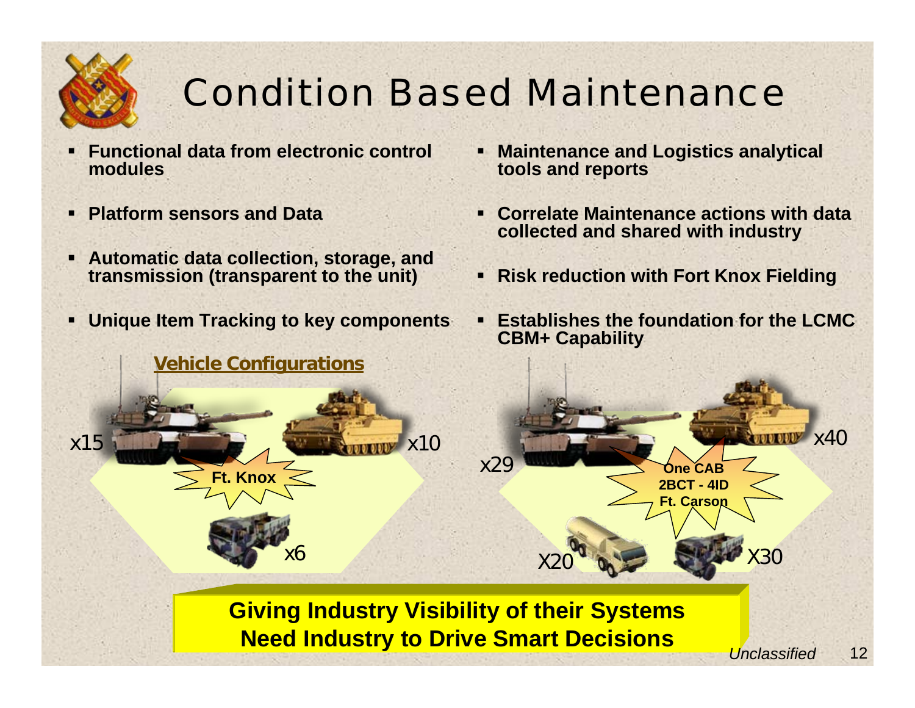# Condition Based Maintenance

- **Functional data from electronic control modules**
- **Platform sensors and Data**
- **Automatic data collection, storage, and transmission (transparent to the unit)**
- **Unique Item Tracking to key components**
- **Maintenance and Logistics analytical tools and reports**
- **Correlate Maintenance actions with data collected and shared with industry**
- **Risk reduction with Fort Knox Fielding**
- **Establishes the foundation for the LCMC CBM+ Capability**

**Vehicle Configurations**

**Ft. Knox**: x15, x10, x6

**One CAB 2BCT - 4ID Ft. Carson**: x29, x40, X20, X30

**Giving Industry Visibility of their Systems**
**Need Industry to Drive Smart Decisions**

*Unclassified*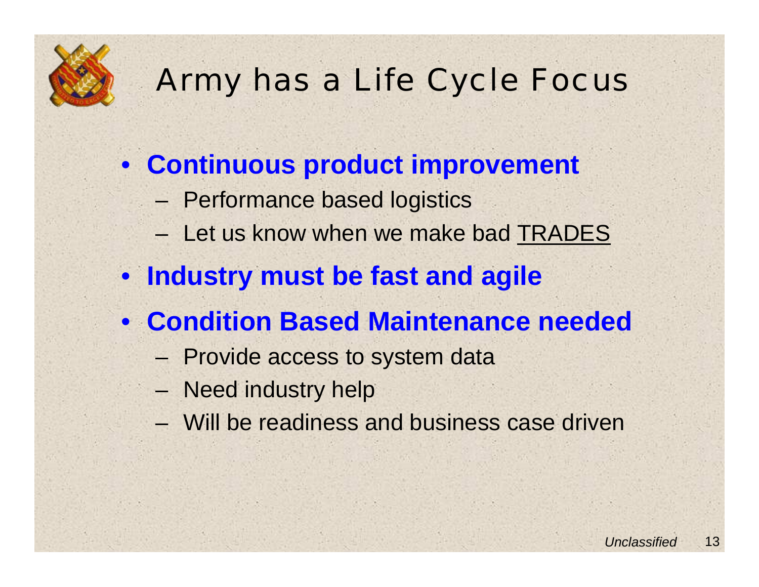# Army has a Life Cycle Focus

- **Continuous product improvement**
  - Performance based logistics
  - Let us know when we make bad <u>TRADES</u>
- **Industry must be fast and agile**
- **Condition Based Maintenance needed**
  - Provide access to system data
  - Need industry help
  - Will be readiness and business case driven

*Unclassified*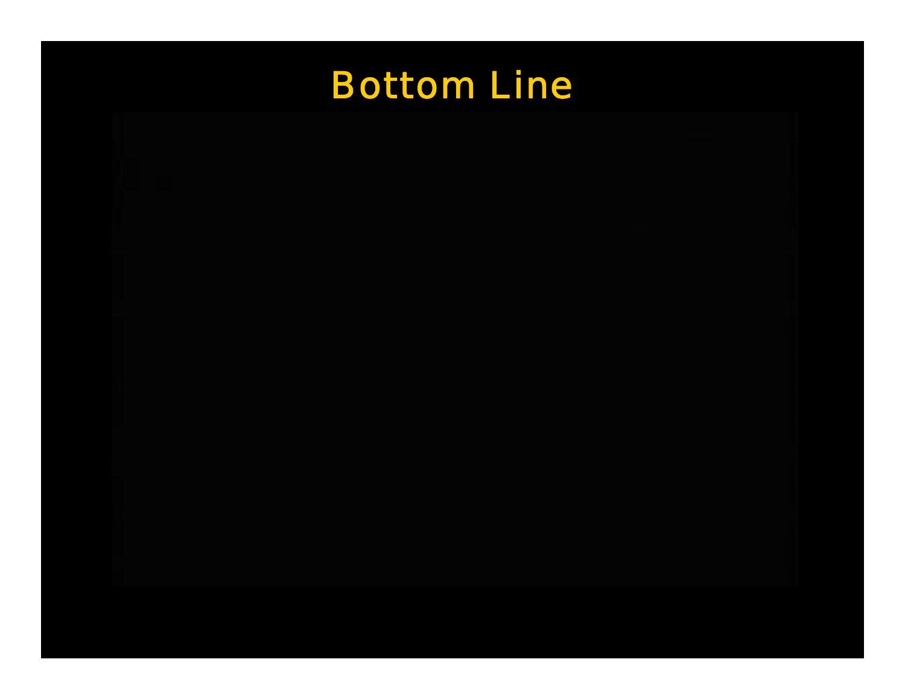# Bottom Line